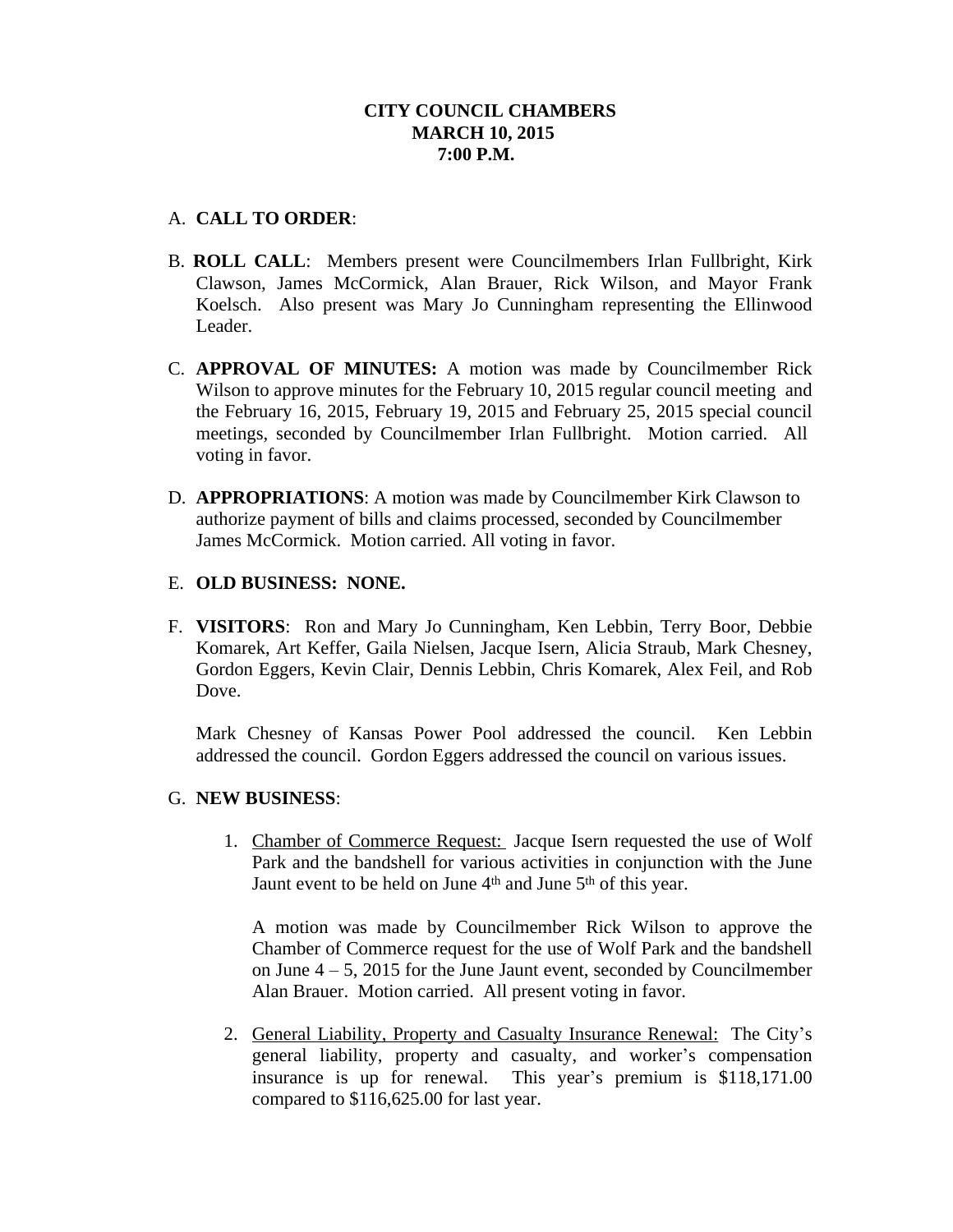**CITY COUNCIL CHAMBERS**
**MARCH 10, 2015**
**7:00 P.M.**

A. **CALL TO ORDER**:

B. **ROLL CALL**: Members present were Councilmembers Irlan Fullbright, Kirk Clawson, James McCormick, Alan Brauer, Rick Wilson, and Mayor Frank Koelsch. Also present was Mary Jo Cunningham representing the Ellinwood Leader.

C. **APPROVAL OF MINUTES:** A motion was made by Councilmember Rick Wilson to approve minutes for the February 10, 2015 regular council meeting and the February 16, 2015, February 19, 2015 and February 25, 2015 special council meetings, seconded by Councilmember Irlan Fullbright. Motion carried. All voting in favor.

D. **APPROPRIATIONS**: A motion was made by Councilmember Kirk Clawson to authorize payment of bills and claims processed, seconded by Councilmember James McCormick. Motion carried. All voting in favor.

E. **OLD BUSINESS: NONE.**

F. **VISITORS**: Ron and Mary Jo Cunningham, Ken Lebbin, Terry Boor, Debbie Komarek, Art Keffer, Gaila Nielsen, Jacque Isern, Alicia Straub, Mark Chesney, Gordon Eggers, Kevin Clair, Dennis Lebbin, Chris Komarek, Alex Feil, and Rob Dove.

   Mark Chesney of Kansas Power Pool addressed the council. Ken Lebbin addressed the council. Gordon Eggers addressed the council on various issues.

G. **NEW BUSINESS**:

   1. Chamber of Commerce Request: Jacque Isern requested the use of Wolf Park and the bandshell for various activities in conjunction with the June Jaunt event to be held on June 4th and June 5th of this year.

      A motion was made by Councilmember Rick Wilson to approve the Chamber of Commerce request for the use of Wolf Park and the bandshell on June 4 – 5, 2015 for the June Jaunt event, seconded by Councilmember Alan Brauer. Motion carried. All present voting in favor.

   2. General Liability, Property and Casualty Insurance Renewal: The City's general liability, property and casualty, and worker's compensation insurance is up for renewal. This year's premium is $118,171.00 compared to $116,625.00 for last year.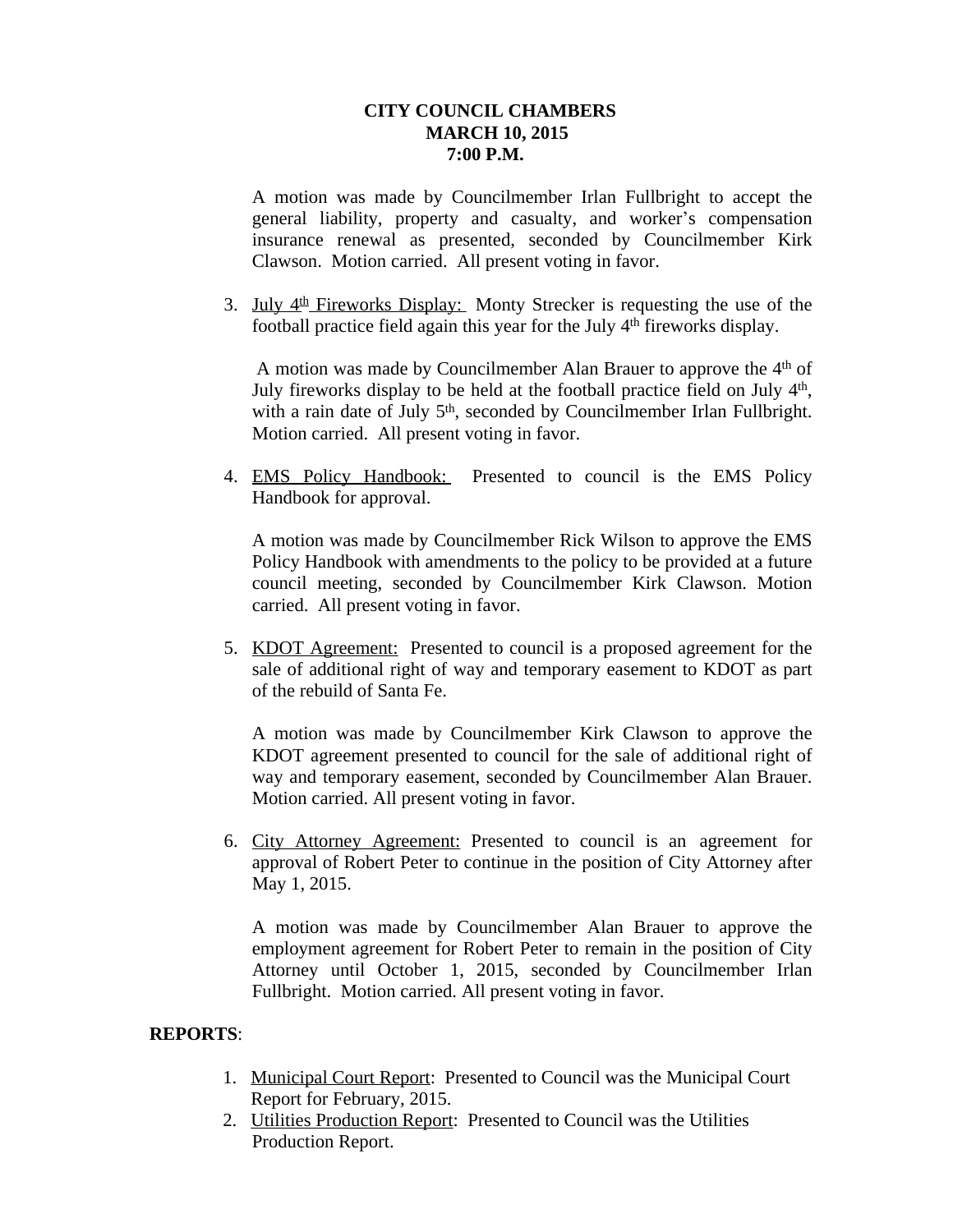**CITY COUNCIL CHAMBERS**
**MARCH 10, 2015**
**7:00 P.M.**

A motion was made by Councilmember Irlan Fullbright to accept the general liability, property and casualty, and worker's compensation insurance renewal as presented, seconded by Councilmember Kirk Clawson. Motion carried. All present voting in favor.

3. July 4th Fireworks Display: Monty Strecker is requesting the use of the football practice field again this year for the July 4th fireworks display.

   A motion was made by Councilmember Alan Brauer to approve the 4th of July fireworks display to be held at the football practice field on July 4th, with a rain date of July 5th, seconded by Councilmember Irlan Fullbright. Motion carried. All present voting in favor.

4. EMS Policy Handbook: Presented to council is the EMS Policy Handbook for approval.

   A motion was made by Councilmember Rick Wilson to approve the EMS Policy Handbook with amendments to the policy to be provided at a future council meeting, seconded by Councilmember Kirk Clawson. Motion carried. All present voting in favor.

5. KDOT Agreement: Presented to council is a proposed agreement for the sale of additional right of way and temporary easement to KDOT as part of the rebuild of Santa Fe.

   A motion was made by Councilmember Kirk Clawson to approve the KDOT agreement presented to council for the sale of additional right of way and temporary easement, seconded by Councilmember Alan Brauer. Motion carried. All present voting in favor.

6. City Attorney Agreement: Presented to council is an agreement for approval of Robert Peter to continue in the position of City Attorney after May 1, 2015.

   A motion was made by Councilmember Alan Brauer to approve the employment agreement for Robert Peter to remain in the position of City Attorney until October 1, 2015, seconded by Councilmember Irlan Fullbright. Motion carried. All present voting in favor.

**REPORTS**:

1. Municipal Court Report: Presented to Council was the Municipal Court Report for February, 2015.
2. Utilities Production Report: Presented to Council was the Utilities Production Report.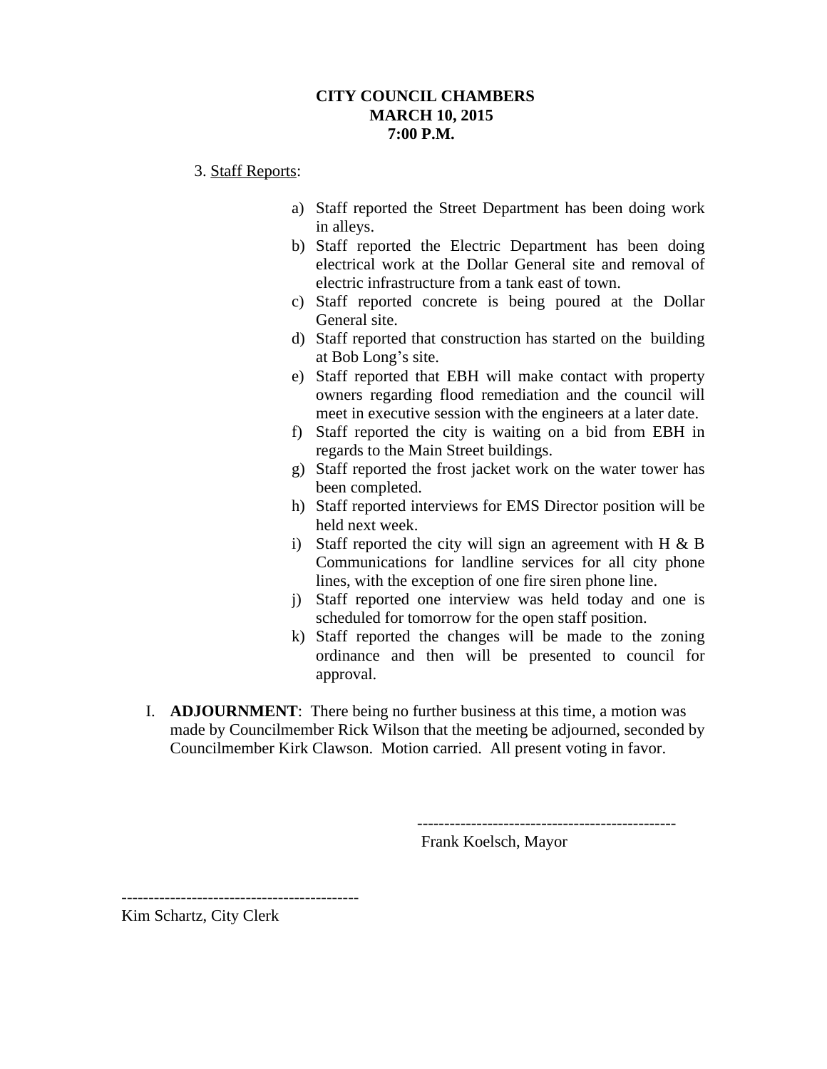**CITY COUNCIL CHAMBERS**
**MARCH 10, 2015**
**7:00 P.M.**

3. Staff Reports:

a) Staff reported the Street Department has been doing work in alleys.
b) Staff reported the Electric Department has been doing electrical work at the Dollar General site and removal of electric infrastructure from a tank east of town.
c) Staff reported concrete is being poured at the Dollar General site.
d) Staff reported that construction has started on the building at Bob Long's site.
e) Staff reported that EBH will make contact with property owners regarding flood remediation and the council will meet in executive session with the engineers at a later date.
f) Staff reported the city is waiting on a bid from EBH in regards to the Main Street buildings.
g) Staff reported the frost jacket work on the water tower has been completed.
h) Staff reported interviews for EMS Director position will be held next week.
i) Staff reported the city will sign an agreement with H & B Communications for landline services for all city phone lines, with the exception of one fire siren phone line.
j) Staff reported one interview was held today and one is scheduled for tomorrow for the open staff position.
k) Staff reported the changes will be made to the zoning ordinance and then will be presented to council for approval.

I. **ADJOURNMENT**: There being no further business at this time, a motion was made by Councilmember Rick Wilson that the meeting be adjourned, seconded by Councilmember Kirk Clawson. Motion carried. All present voting in favor.

-----------------------------------------------
Frank Koelsch, Mayor

--------------------------------------------
Kim Schartz, City Clerk